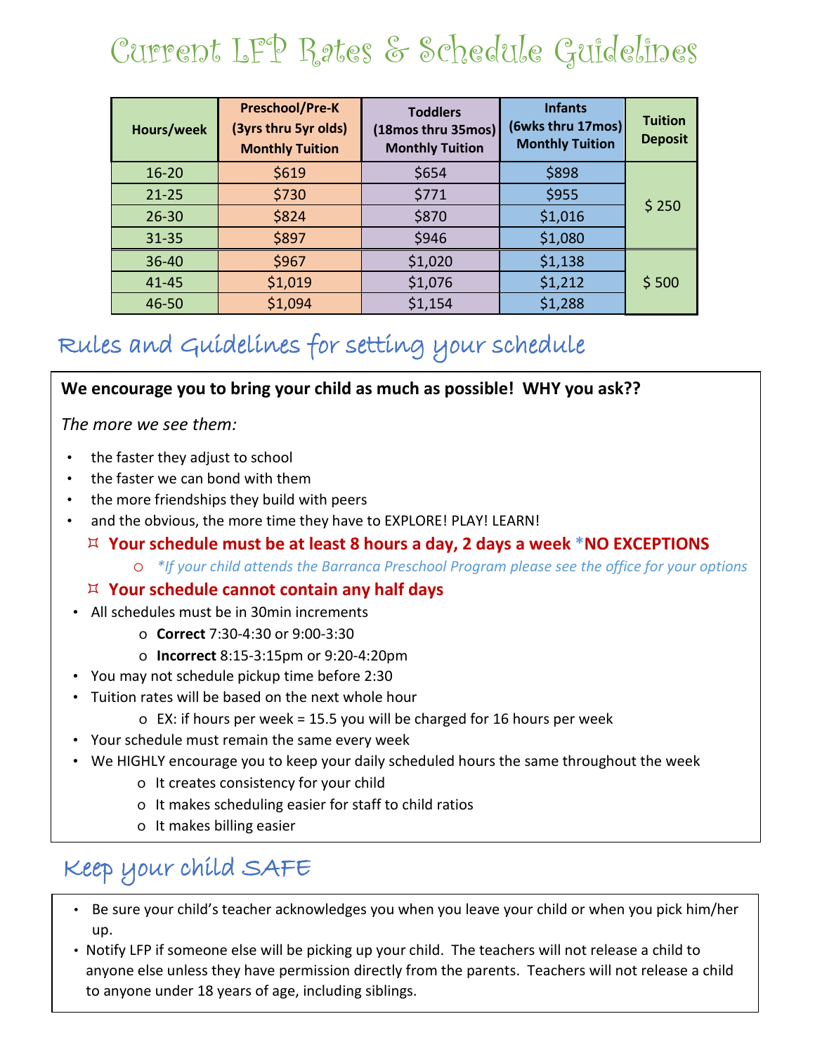# Current LFP Rates & Schedule Guidelines

| Hours/week | Preschool/Pre-K (3yrs thru 5yr olds) Monthly Tuition | Toddlers (18mos thru 35mos) Monthly Tuition | Infants (6wks thru 17mos) Monthly Tuition | Tuition Deposit |
|---|---|---|---|---|
| 16-20 | $619 | $654 | $898 | $ 250 |
| 21-25 | $730 | $771 | $955 | |
| 26-30 | $824 | $870 | $1,016 | |
| 31-35 | $897 | $946 | $1,080 | |
| 36-40 | $967 | $1,020 | $1,138 | $ 500 |
| 41-45 | $1,019 | $1,076 | $1,212 | |
| 46-50 | $1,094 | $1,154 | $1,288 | |

## Rules and Guidelines for setting your schedule

**We encourage you to bring your child as much as possible! WHY you ask??**

*The more we see them:*

- the faster they adjust to school
- the faster we can bond with them
- the more friendships they build with peers
- and the obvious, the more time they have to EXPLORE! PLAY! LEARN!
  - **Your schedule must be at least 8 hours a day, 2 days a week *NO EXCEPTIONS**
    - *\*If your child attends the Barranca Preschool Program please see the office for your options*
  - **Your schedule cannot contain any half days**
- All schedules must be in 30min increments
  - **Correct** 7:30-4:30 or 9:00-3:30
  - **Incorrect** 8:15-3:15pm or 9:20-4:20pm
- You may not schedule pickup time before 2:30
- Tuition rates will be based on the next whole hour
  - EX: if hours per week = 15.5 you will be charged for 16 hours per week
- Your schedule must remain the same every week
- We HIGHLY encourage you to keep your daily scheduled hours the same throughout the week
  - It creates consistency for your child
  - It makes scheduling easier for staff to child ratios
  - It makes billing easier

## Keep your child SAFE

- Be sure your child's teacher acknowledges you when you leave your child or when you pick him/her up.
- Notify LFP if someone else will be picking up your child. The teachers will not release a child to anyone else unless they have permission directly from the parents. Teachers will not release a child to anyone under 18 years of age, including siblings.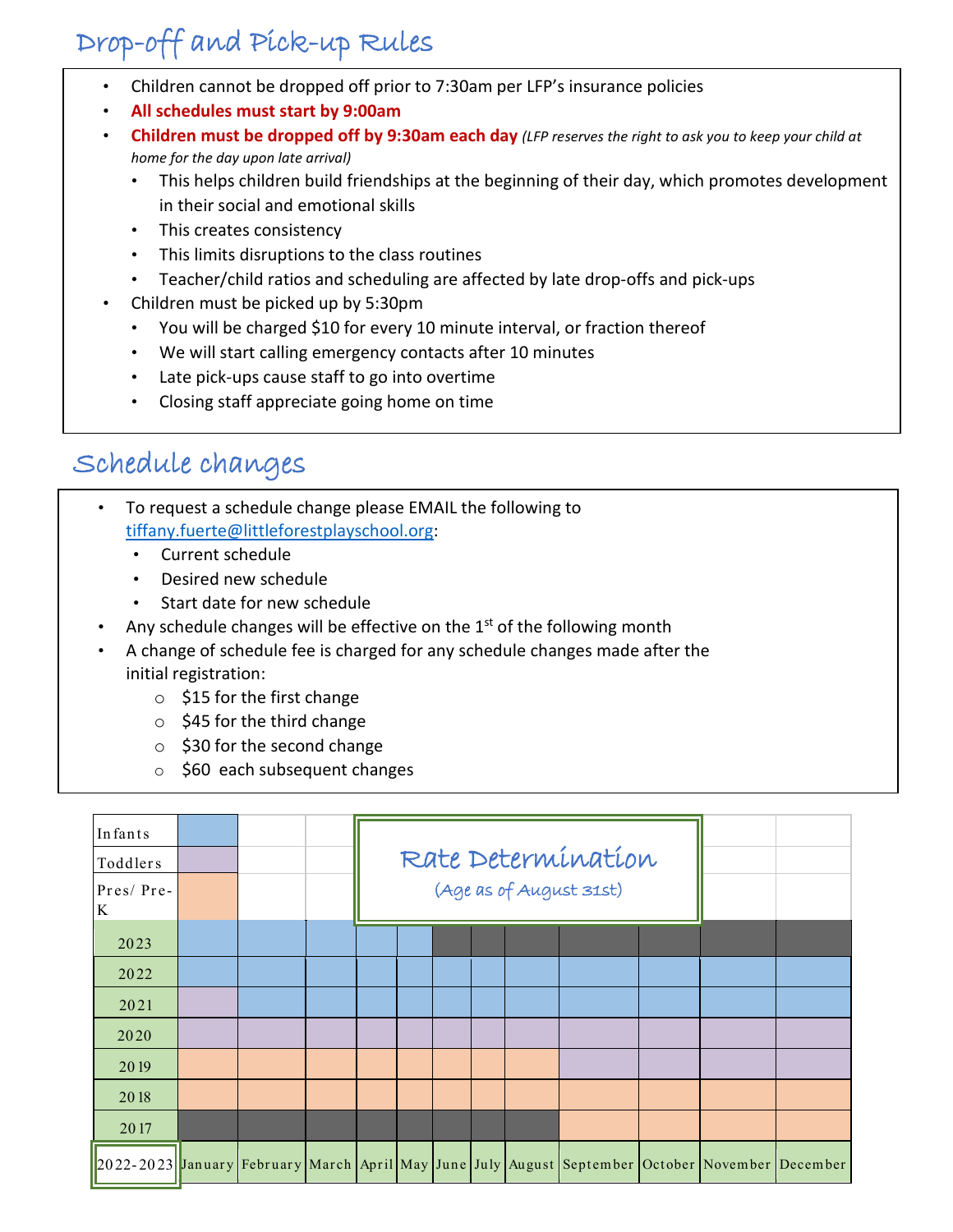# Drop-off and Pick-up Rules

- Children cannot be dropped off prior to 7:30am per LFP's insurance policies
- **All schedules must start by 9:00am**
- **Children must be dropped off by 9:30am each day** *(LFP reserves the right to ask you to keep your child at home for the day upon late arrival)*
  - This helps children build friendships at the beginning of their day, which promotes development in their social and emotional skills
  - This creates consistency
  - This limits disruptions to the class routines
  - Teacher/child ratios and scheduling are affected by late drop-offs and pick-ups
- Children must be picked up by 5:30pm
  - You will be charged $10 for every 10 minute interval, or fraction thereof
  - We will start calling emergency contacts after 10 minutes
  - Late pick-ups cause staff to go into overtime
  - Closing staff appreciate going home on time

# Schedule changes

- To request a schedule change please EMAIL the following to tiffany.fuerte@littleforestplayschool.org:
  - Current schedule
  - Desired new schedule
  - Start date for new schedule
- Any schedule changes will be effective on the 1st of the following month
- A change of schedule fee is charged for any schedule changes made after the initial registration:
  - $15 for the first change
  - $45 for the third change
  - $30 for the second change
  - $60 each subsequent changes

## Rate Determination

(Age as of August 31st)

Legend: Infants · Toddlers · Pres/ Pre-K

| 2022-2023 | January | February | March | April | May | June | July | August | September | October | November | December |
|---|---|---|---|---|---|---|---|---|---|---|---|---|
| 2023 | Infants | Infants | Infants | Infants | Infants | | | | | | | |
| 2022 | Infants | Infants | Infants | Infants | Infants | Infants | Infants | Infants | Infants | Infants | Infants | Infants |
| 2021 | Toddlers | Infants | Infants | Infants | Infants | Infants | Infants | Infants | Infants | Infants | Infants | Infants |
| 2020 | Toddlers | Toddlers | Toddlers | Toddlers | Toddlers | Toddlers | Toddlers | Toddlers | Toddlers | Toddlers | Toddlers | Toddlers |
| 2019 | Pres/ Pre-K | Pres/ Pre-K | Pres/ Pre-K | Pres/ Pre-K | Pres/ Pre-K | Pres/ Pre-K | Pres/ Pre-K | Pres/ Pre-K | Toddlers | Toddlers | Toddlers | Toddlers |
| 2018 | Pres/ Pre-K | Pres/ Pre-K | Pres/ Pre-K | Pres/ Pre-K | Pres/ Pre-K | Pres/ Pre-K | Pres/ Pre-K | Pres/ Pre-K | Pres/ Pre-K | Pres/ Pre-K | Pres/ Pre-K | Pres/ Pre-K |
| 2017 | | | | | | | | | Pres/ Pre-K | Pres/ Pre-K | Pres/ Pre-K | Pres/ Pre-K |